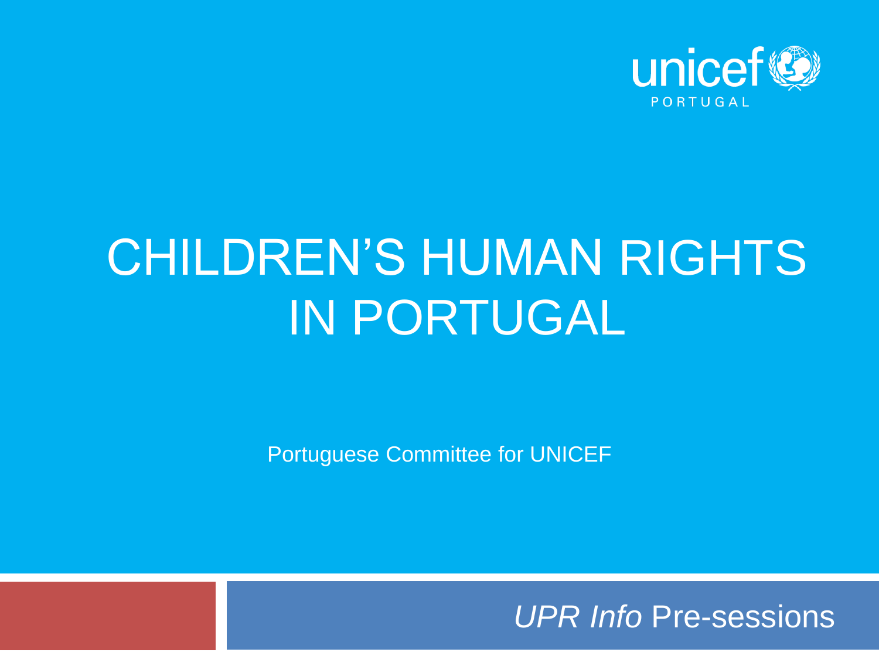unicef PORTUGAL

# CHILDREN'S HUMAN RIGHTS IN PORTUGAL

Portuguese Committee for UNICEF

*UPR Info* Pre-sessions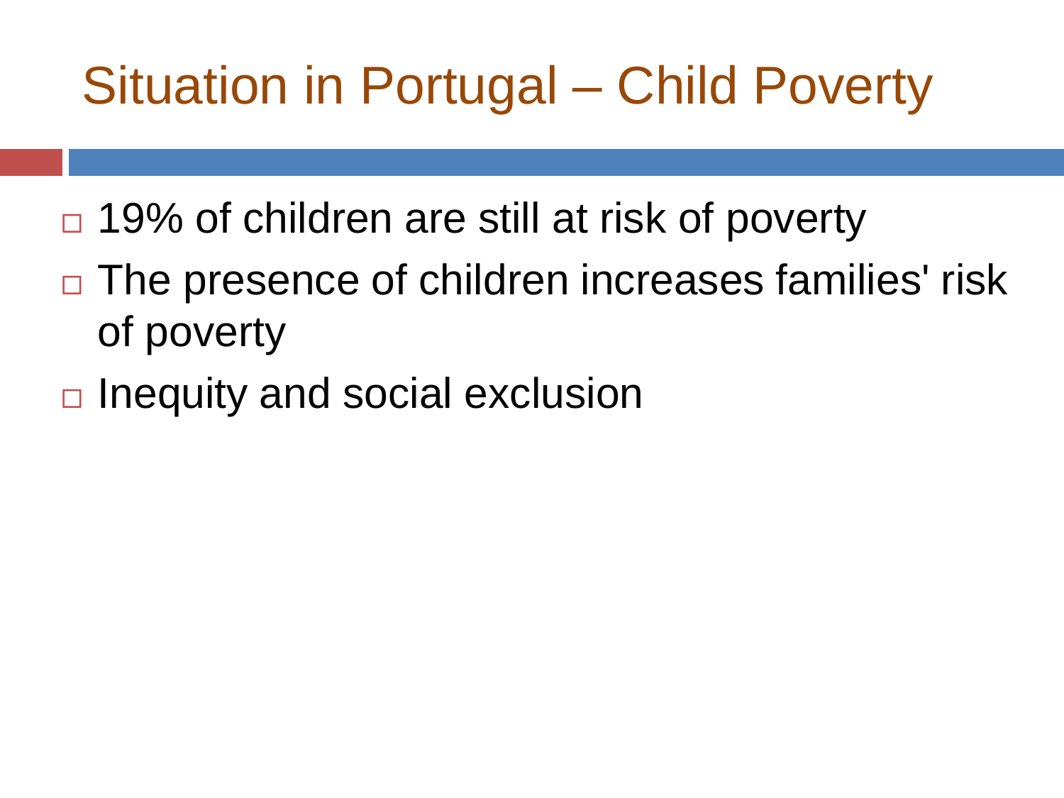# Situation in Portugal – Child Poverty

- 19% of children are still at risk of poverty
- The presence of children increases families' risk of poverty
- Inequity and social exclusion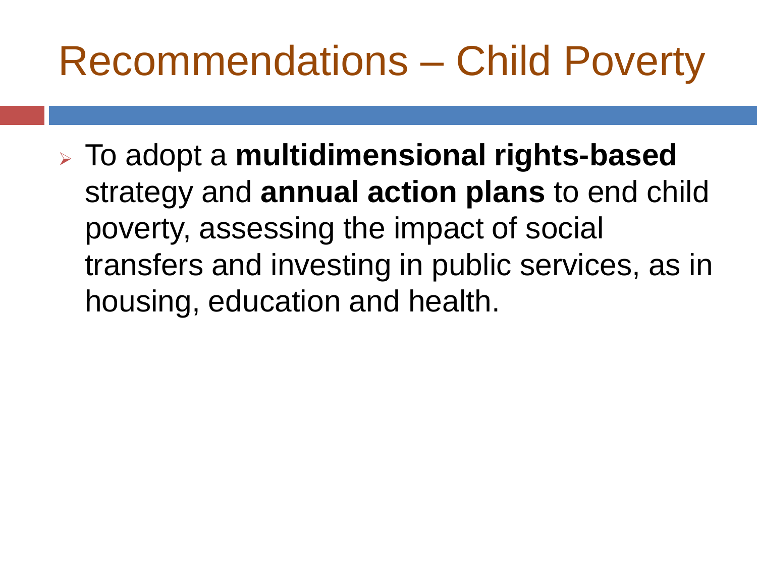# Recommendations – Child Poverty

- To adopt a **multidimensional rights-based** strategy and **annual action plans** to end child poverty, assessing the impact of social transfers and investing in public services, as in housing, education and health.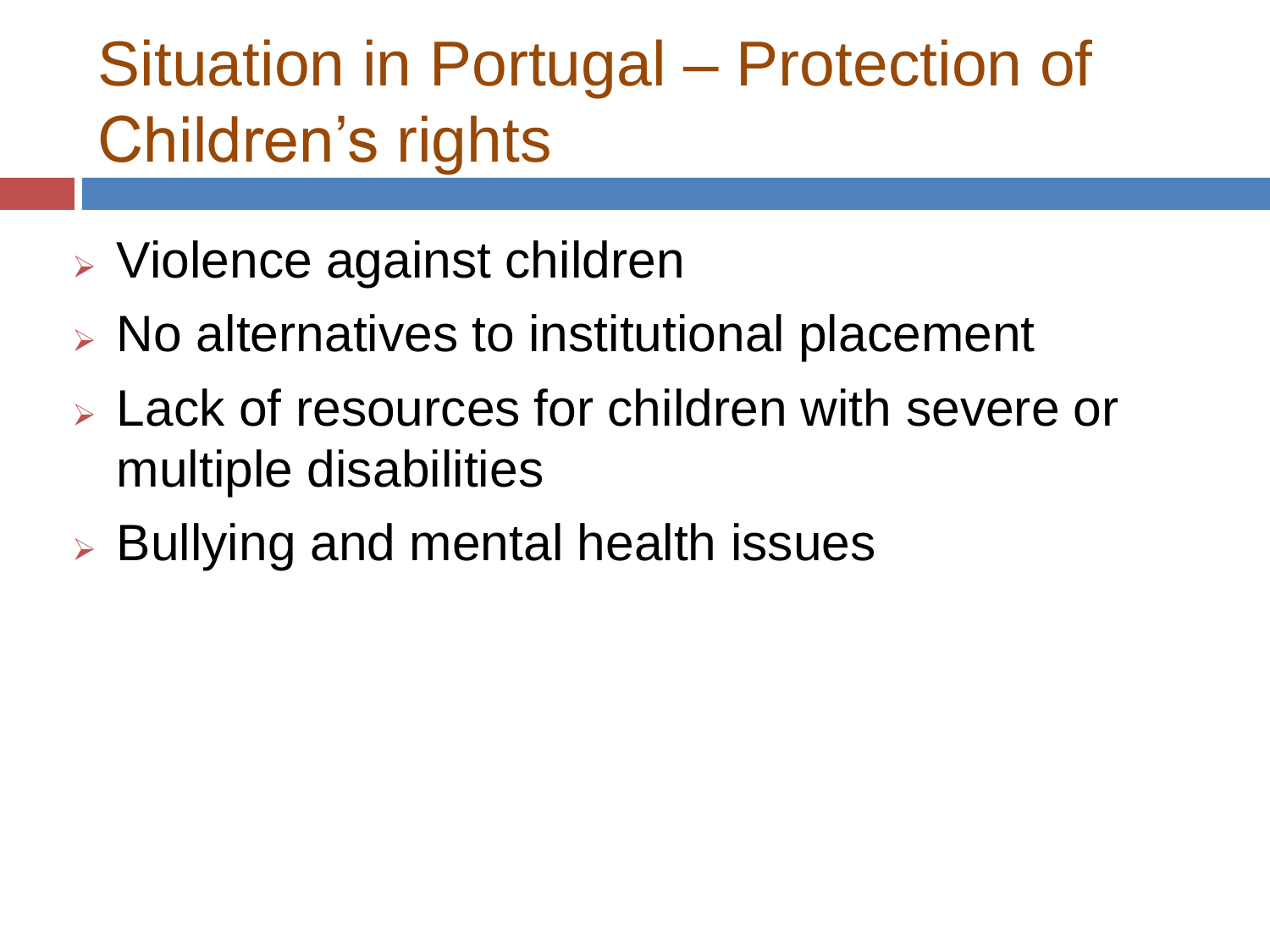# Situation in Portugal – Protection of Children’s rights

- Violence against children
- No alternatives to institutional placement
- Lack of resources for children with severe or multiple disabilities
- Bullying and mental health issues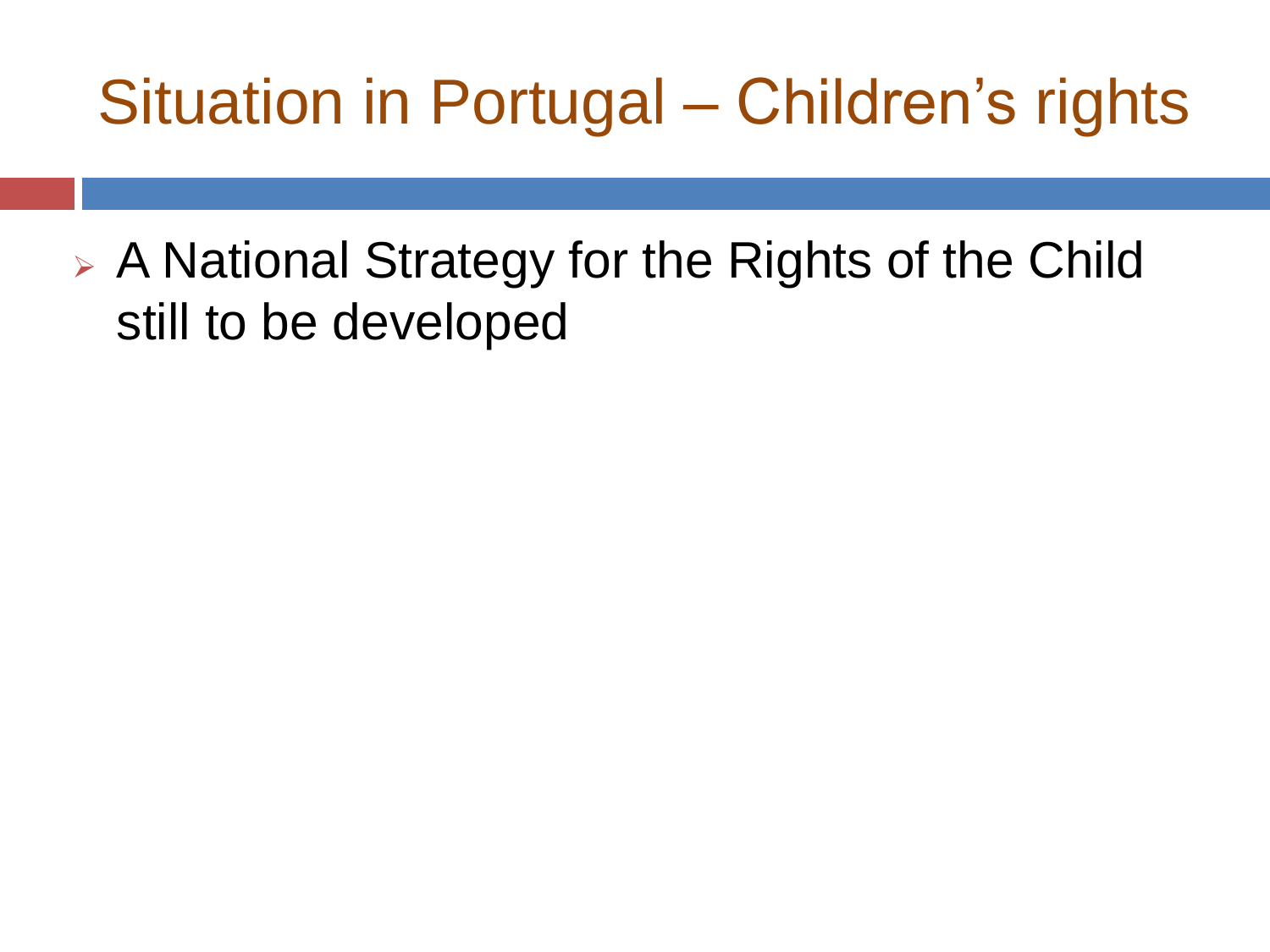# Situation in Portugal – Children's rights

- A National Strategy for the Rights of the Child still to be developed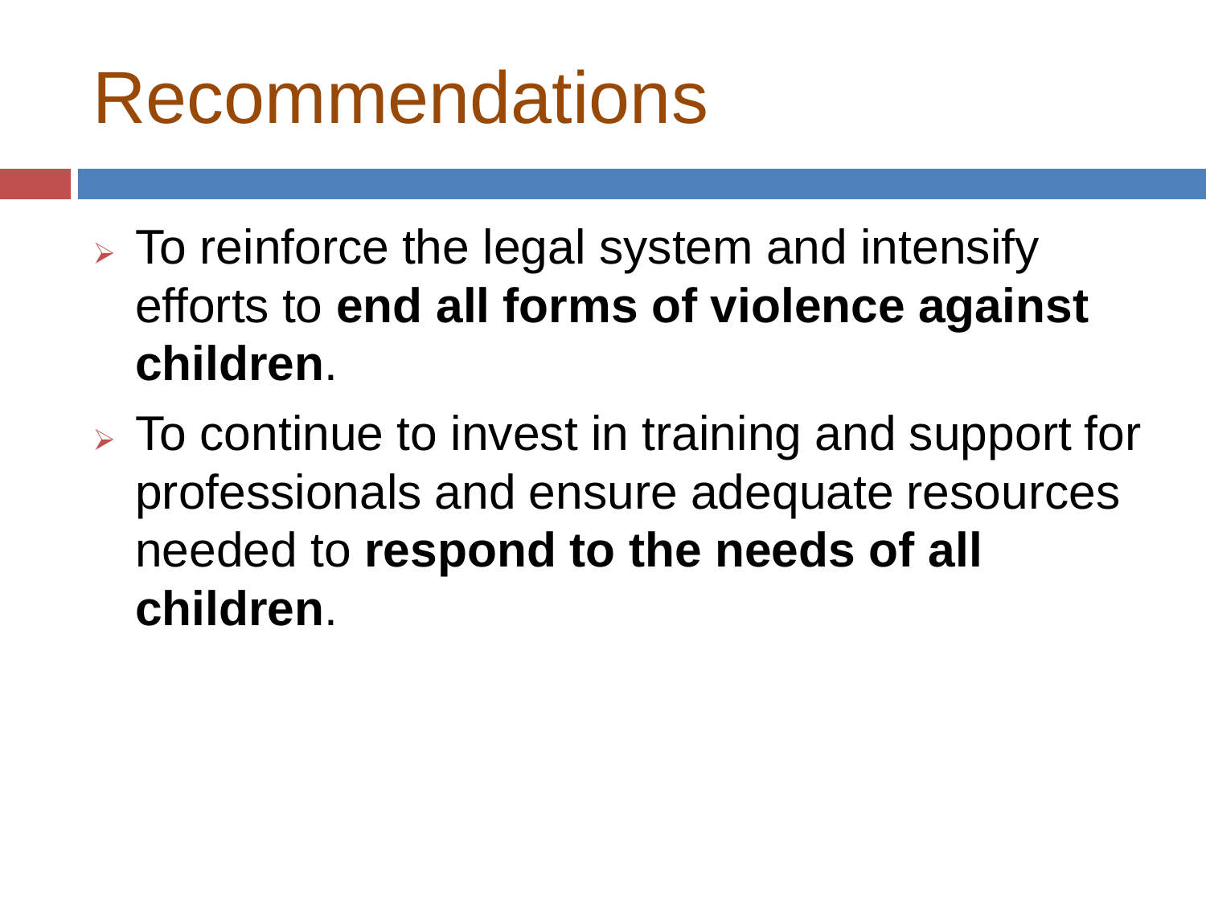# Recommendations

- To reinforce the legal system and intensify efforts to **end all forms of violence against children**.
- To continue to invest in training and support for professionals and ensure adequate resources needed to **respond to the needs of all children**.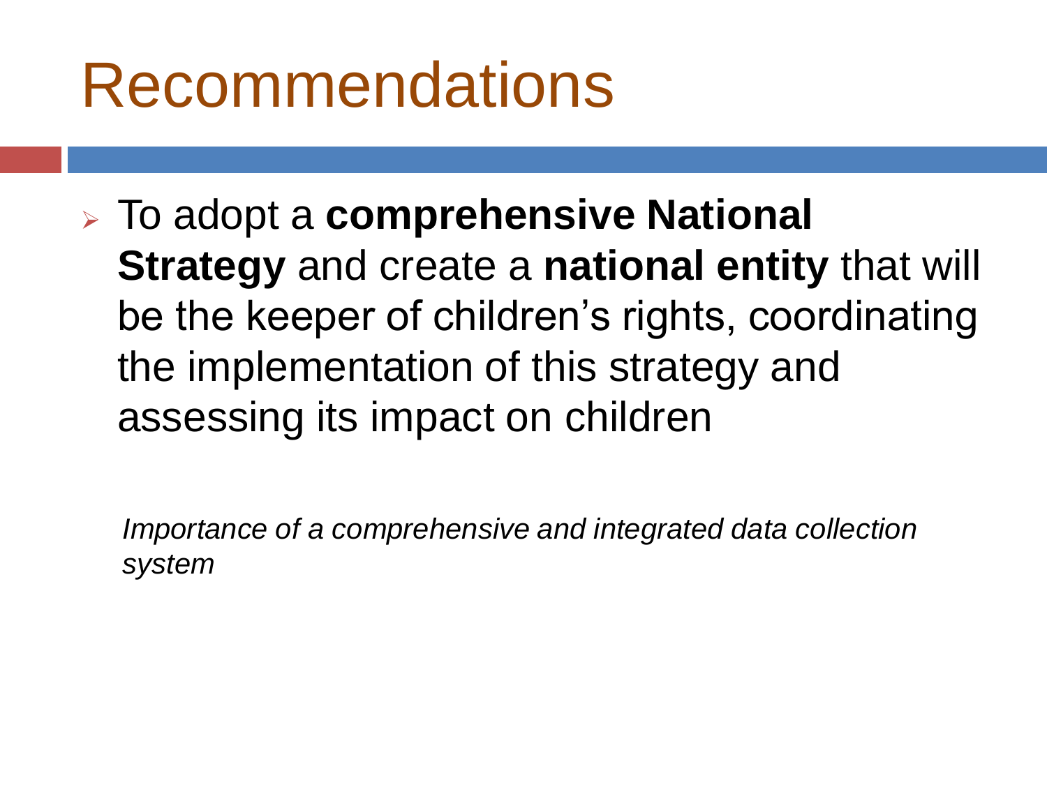# Recommendations

- To adopt a **comprehensive National Strategy** and create a **national entity** that will be the keeper of children's rights, coordinating the implementation of this strategy and assessing its impact on children

*Importance of a comprehensive and integrated data collection system*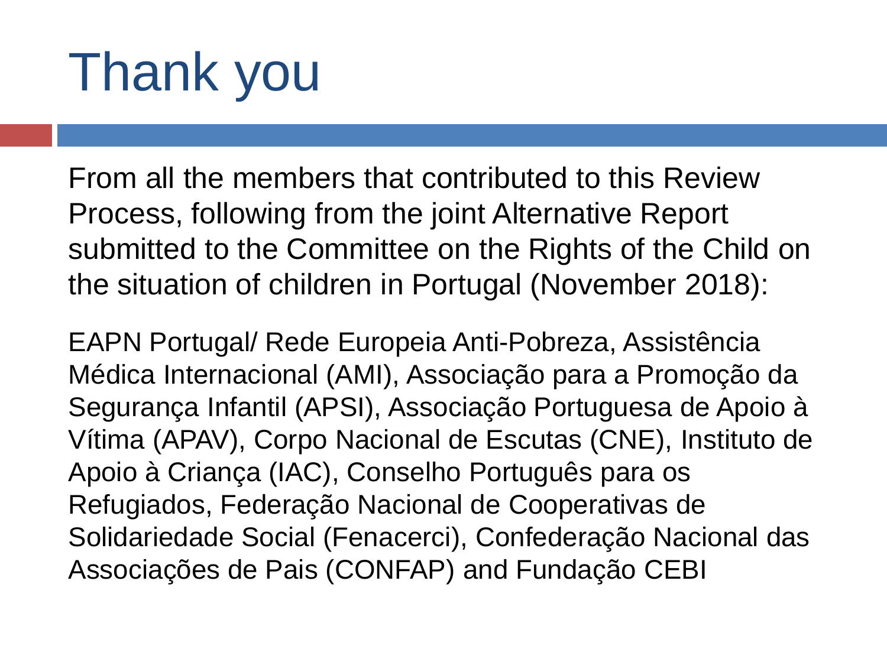# Thank you

From all the members that contributed to this Review Process, following from the joint Alternative Report submitted to the Committee on the Rights of the Child on the situation of children in Portugal (November 2018):

EAPN Portugal/ Rede Europeia Anti-Pobreza, Assistência Médica Internacional (AMI), Associação para a Promoção da Segurança Infantil (APSI), Associação Portuguesa de Apoio à Vítima (APAV), Corpo Nacional de Escutas (CNE), Instituto de Apoio à Criança (IAC), Conselho Português para os Refugiados, Federação Nacional de Cooperativas de Solidariedade Social (Fenacerci), Confederação Nacional das Associações de Pais (CONFAP) and Fundação CEBI